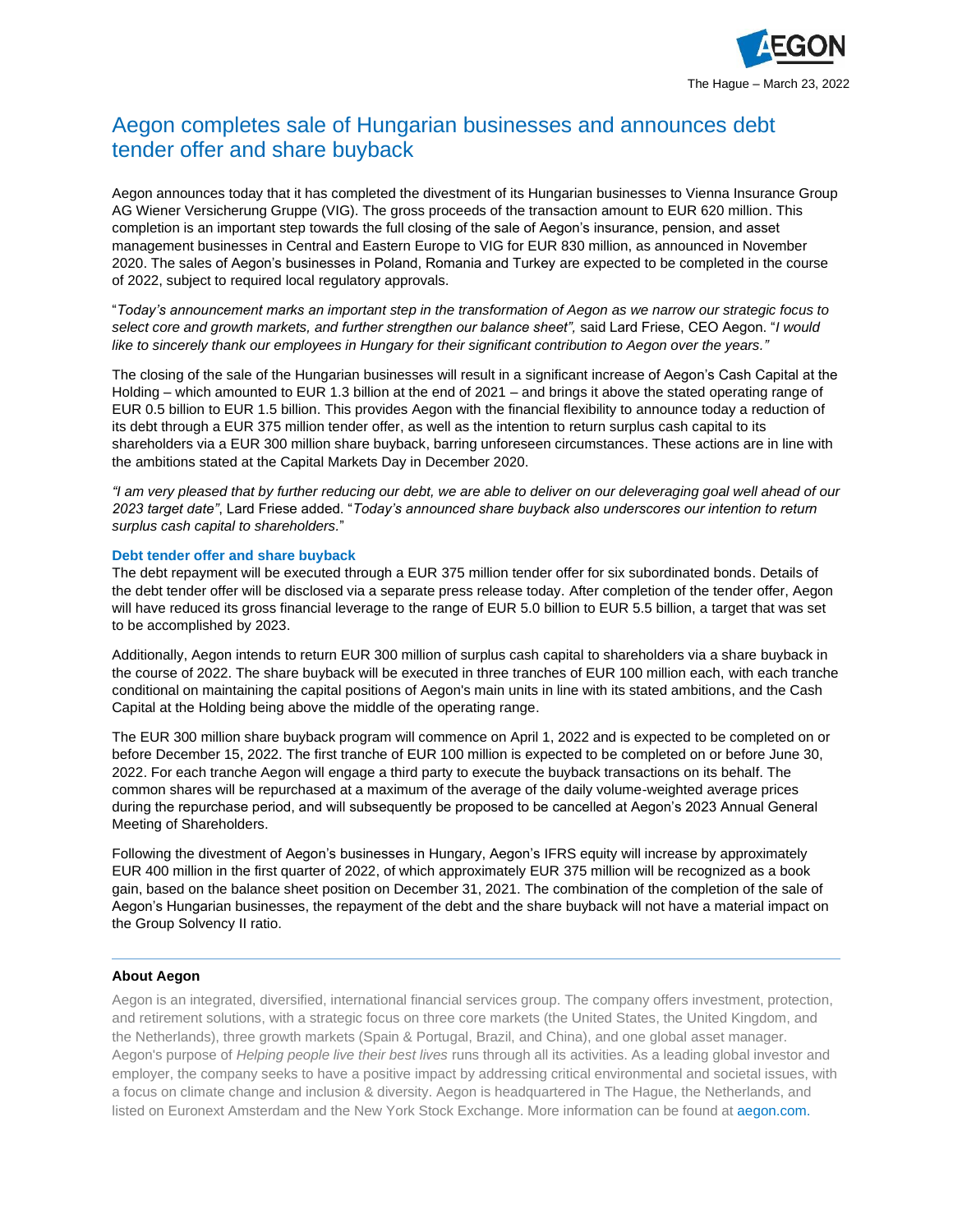The Hague – March 23, 2022

# Aegon completes sale of Hungarian businesses and announces debt tender offer and share buyback

Aegon announces today that it has completed the divestment of its Hungarian businesses to Vienna Insurance Group AG Wiener Versicherung Gruppe (VIG). The gross proceeds of the transaction amount to EUR 620 million. This completion is an important step towards the full closing of the sale of Aegon's insurance, pension, and asset management businesses in Central and Eastern Europe to VIG for EUR 830 million, as announced in November 2020. The sales of Aegon's businesses in Poland, Romania and Turkey are expected to be completed in the course of 2022, subject to required local regulatory approvals.

"*Today's announcement marks an important step in the transformation of Aegon as we narrow our strategic focus to select core and growth markets, and further strengthen our balance sheet",* said Lard Friese, CEO Aegon. "*I would like to sincerely thank our employees in Hungary for their significant contribution to Aegon over the years."*

The closing of the sale of the Hungarian businesses will result in a significant increase of Aegon's Cash Capital at the Holding – which amounted to EUR 1.3 billion at the end of 2021 – and brings it above the stated operating range of EUR 0.5 billion to EUR 1.5 billion. This provides Aegon with the financial flexibility to announce today a reduction of its debt through a EUR 375 million tender offer, as well as the intention to return surplus cash capital to its shareholders via a EUR 300 million share buyback, barring unforeseen circumstances. These actions are in line with the ambitions stated at the Capital Markets Day in December 2020.

*"I am very pleased that by further reducing our debt, we are able to deliver on our deleveraging goal well ahead of our 2023 target date"*, Lard Friese added. "*Today's announced share buyback also underscores our intention to return surplus cash capital to shareholders.*"

### Debt tender offer and share buyback

The debt repayment will be executed through a EUR 375 million tender offer for six subordinated bonds. Details of the debt tender offer will be disclosed via a separate press release today. After completion of the tender offer, Aegon will have reduced its gross financial leverage to the range of EUR 5.0 billion to EUR 5.5 billion, a target that was set to be accomplished by 2023.

Additionally, Aegon intends to return EUR 300 million of surplus cash capital to shareholders via a share buyback in the course of 2022. The share buyback will be executed in three tranches of EUR 100 million each, with each tranche conditional on maintaining the capital positions of Aegon's main units in line with its stated ambitions, and the Cash Capital at the Holding being above the middle of the operating range.

The EUR 300 million share buyback program will commence on April 1, 2022 and is expected to be completed on or before December 15, 2022. The first tranche of EUR 100 million is expected to be completed on or before June 30, 2022. For each tranche Aegon will engage a third party to execute the buyback transactions on its behalf. The common shares will be repurchased at a maximum of the average of the daily volume-weighted average prices during the repurchase period, and will subsequently be proposed to be cancelled at Aegon's 2023 Annual General Meeting of Shareholders.

Following the divestment of Aegon's businesses in Hungary, Aegon's IFRS equity will increase by approximately EUR 400 million in the first quarter of 2022, of which approximately EUR 375 million will be recognized as a book gain, based on the balance sheet position on December 31, 2021. The combination of the completion of the sale of Aegon's Hungarian businesses, the repayment of the debt and the share buyback will not have a material impact on the Group Solvency II ratio.

---

**About Aegon**

Aegon is an integrated, diversified, international financial services group. The company offers investment, protection, and retirement solutions, with a strategic focus on three core markets (the United States, the United Kingdom, and the Netherlands), three growth markets (Spain & Portugal, Brazil, and China), and one global asset manager. Aegon's purpose of *Helping people live their best lives* runs through all its activities. As a leading global investor and employer, the company seeks to have a positive impact by addressing critical environmental and societal issues, with a focus on climate change and inclusion & diversity. Aegon is headquartered in The Hague, the Netherlands, and listed on Euronext Amsterdam and the New York Stock Exchange. More information can be found at aegon.com.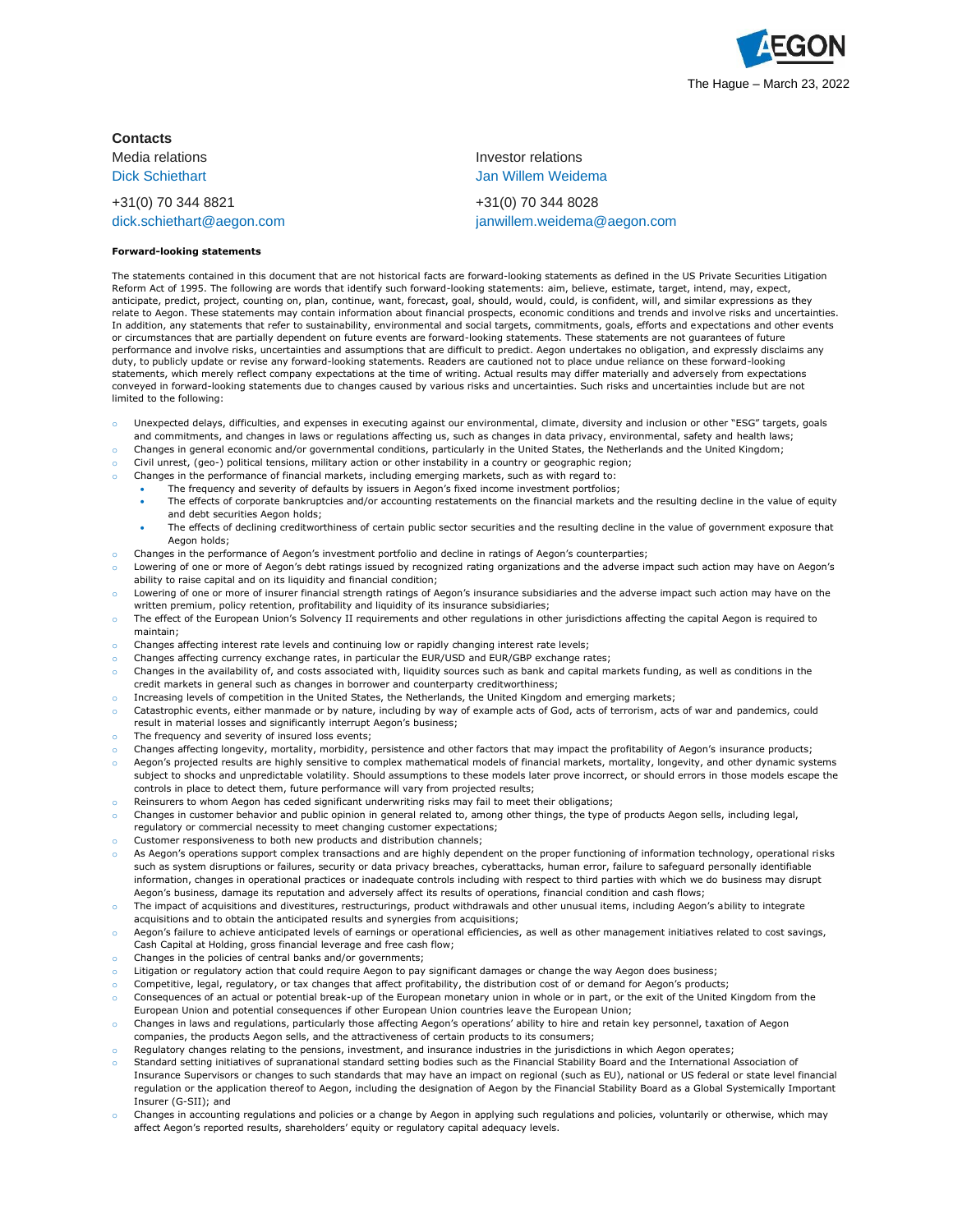The Hague – March 23, 2022

**Contacts**

Media relations
Dick Schiethart
+31(0) 70 344 8821
dick.schiethart@aegon.com

Investor relations
Jan Willem Weidema
+31(0) 70 344 8028
janwillem.weidema@aegon.com

**Forward-looking statements**

The statements contained in this document that are not historical facts are forward-looking statements as defined in the US Private Securities Litigation Reform Act of 1995. The following are words that identify such forward-looking statements: aim, believe, estimate, target, intend, may, expect, anticipate, predict, project, counting on, plan, continue, want, forecast, goal, should, would, could, is confident, will, and similar expressions as they relate to Aegon. These statements may contain information about financial prospects, economic conditions and trends and involve risks and uncertainties. In addition, any statements that refer to sustainability, environmental and social targets, commitments, goals, efforts and expectations and other events or circumstances that are partially dependent on future events are forward-looking statements. These statements are not guarantees of future performance and involve risks, uncertainties and assumptions that are difficult to predict. Aegon undertakes no obligation, and expressly disclaims any duty, to publicly update or revise any forward-looking statements. Readers are cautioned not to place undue reliance on these forward-looking statements, which merely reflect company expectations at the time of writing. Actual results may differ materially and adversely from expectations conveyed in forward-looking statements due to changes caused by various risks and uncertainties. Such risks and uncertainties include but are not limited to the following:

- Unexpected delays, difficulties, and expenses in executing against our environmental, climate, diversity and inclusion or other "ESG" targets, goals and commitments, and changes in laws or regulations affecting us, such as changes in data privacy, environmental, safety and health laws;
- Changes in general economic and/or governmental conditions, particularly in the United States, the Netherlands and the United Kingdom;
- Civil unrest, (geo-) political tensions, military action or other instability in a country or geographic region;
- Changes in the performance of financial markets, including emerging markets, such as with regard to:
  - The frequency and severity of defaults by issuers in Aegon's fixed income investment portfolios;
  - The effects of corporate bankruptcies and/or accounting restatements on the financial markets and the resulting decline in the value of equity and debt securities Aegon holds;
  - The effects of declining creditworthiness of certain public sector securities and the resulting decline in the value of government exposure that Aegon holds;
- Changes in the performance of Aegon's investment portfolio and decline in ratings of Aegon's counterparties;
- Lowering of one or more of Aegon's debt ratings issued by recognized rating organizations and the adverse impact such action may have on Aegon's ability to raise capital and on its liquidity and financial condition;
- Lowering of one or more of insurer financial strength ratings of Aegon's insurance subsidiaries and the adverse impact such action may have on the written premium, policy retention, profitability and liquidity of its insurance subsidiaries;
- The effect of the European Union's Solvency II requirements and other regulations in other jurisdictions affecting the capital Aegon is required to maintain;
- Changes affecting interest rate levels and continuing low or rapidly changing interest rate levels;
- Changes affecting currency exchange rates, in particular the EUR/USD and EUR/GBP exchange rates;
- Changes in the availability of, and costs associated with, liquidity sources such as bank and capital markets funding, as well as conditions in the credit markets in general such as changes in borrower and counterparty creditworthiness;
- Increasing levels of competition in the United States, the Netherlands, the United Kingdom and emerging markets;
- Catastrophic events, either manmade or by nature, including by way of example acts of God, acts of terrorism, acts of war and pandemics, could result in material losses and significantly interrupt Aegon's business;
- The frequency and severity of insured loss events;
- Changes affecting longevity, mortality, morbidity, persistence and other factors that may impact the profitability of Aegon's insurance products;
- Aegon's projected results are highly sensitive to complex mathematical models of financial markets, mortality, longevity, and other dynamic systems subject to shocks and unpredictable volatility. Should assumptions to these models later prove incorrect, or should errors in those models escape the controls in place to detect them, future performance will vary from projected results;
- Reinsurers to whom Aegon has ceded significant underwriting risks may fail to meet their obligations;
- Changes in customer behavior and public opinion in general related to, among other things, the type of products Aegon sells, including legal, regulatory or commercial necessity to meet changing customer expectations;
- Customer responsiveness to both new products and distribution channels;
- As Aegon's operations support complex transactions and are highly dependent on the proper functioning of information technology, operational risks such as system disruptions or failures, security or data privacy breaches, cyberattacks, human error, failure to safeguard personally identifiable information, changes in operational practices or inadequate controls including with respect to third parties with which we do business may disrupt Aegon's business, damage its reputation and adversely affect its results of operations, financial condition and cash flows;
- The impact of acquisitions and divestitures, restructurings, product withdrawals and other unusual items, including Aegon's ability to integrate acquisitions and to obtain the anticipated results and synergies from acquisitions;
- Aegon's failure to achieve anticipated levels of earnings or operational efficiencies, as well as other management initiatives related to cost savings, Cash Capital at Holding, gross financial leverage and free cash flow;
- Changes in the policies of central banks and/or governments;
- Litigation or regulatory action that could require Aegon to pay significant damages or change the way Aegon does business;
- Competitive, legal, regulatory, or tax changes that affect profitability, the distribution cost of or demand for Aegon's products;
- Consequences of an actual or potential break-up of the European monetary union in whole or in part, or the exit of the United Kingdom from the European Union and potential consequences if other European Union countries leave the European Union;
- Changes in laws and regulations, particularly those affecting Aegon's operations' ability to hire and retain key personnel, taxation of Aegon companies, the products Aegon sells, and the attractiveness of certain products to its consumers;
- Regulatory changes relating to the pensions, investment, and insurance industries in the jurisdictions in which Aegon operates;
- Standard setting initiatives of supranational standard setting bodies such as the Financial Stability Board and the International Association of Insurance Supervisors or changes to such standards that may have an impact on regional (such as EU), national or US federal or state level financial regulation or the application thereof to Aegon, including the designation of Aegon by the Financial Stability Board as a Global Systemically Important Insurer (G-SII); and
- Changes in accounting regulations and policies or a change by Aegon in applying such regulations and policies, voluntarily or otherwise, which may affect Aegon's reported results, shareholders' equity or regulatory capital adequacy levels.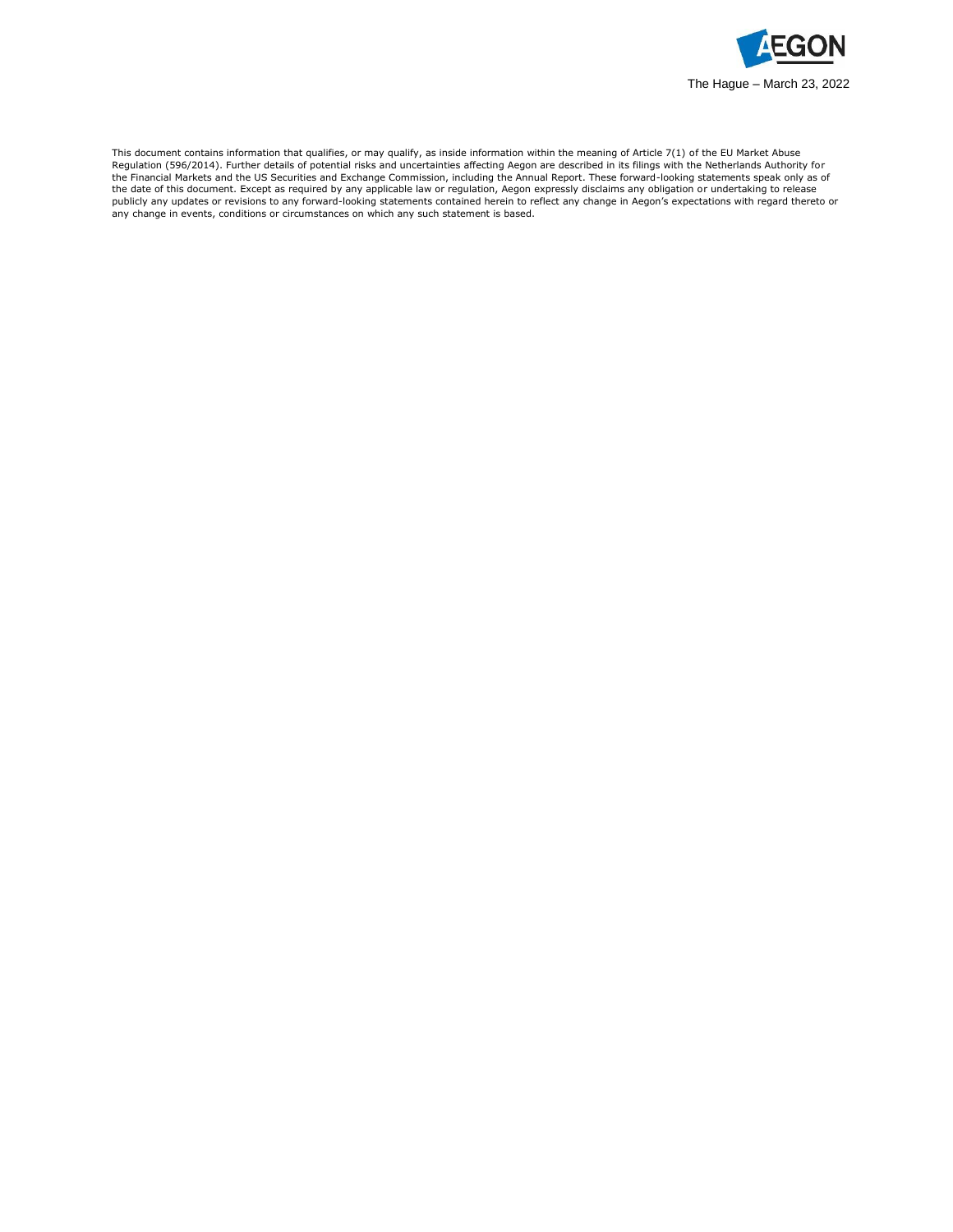The Hague – March 23, 2022

This document contains information that qualifies, or may qualify, as inside information within the meaning of Article 7(1) of the EU Market Abuse Regulation (596/2014). Further details of potential risks and uncertainties affecting Aegon are described in its filings with the Netherlands Authority for the Financial Markets and the US Securities and Exchange Commission, including the Annual Report. These forward-looking statements speak only as of the date of this document. Except as required by any applicable law or regulation, Aegon expressly disclaims any obligation or undertaking to release publicly any updates or revisions to any forward-looking statements contained herein to reflect any change in Aegon's expectations with regard thereto or any change in events, conditions or circumstances on which any such statement is based.